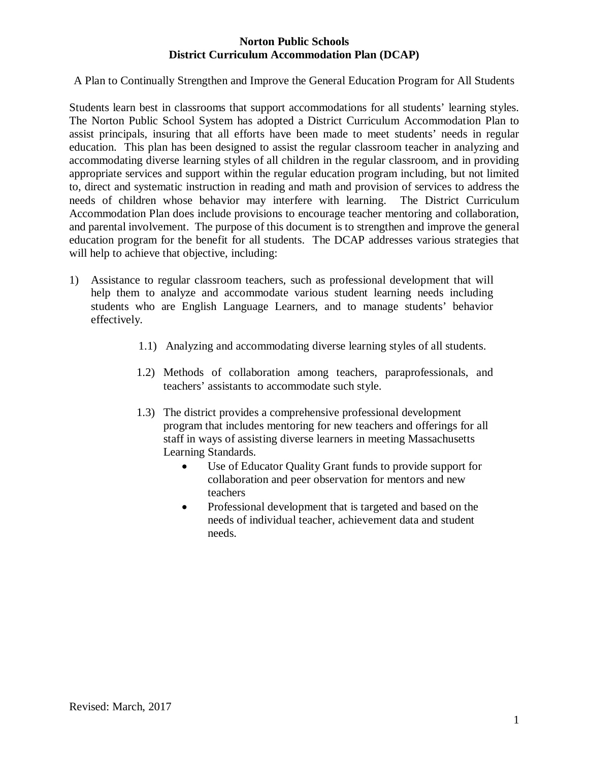# Norton Public Schools
## District Curriculum Accommodation Plan (DCAP)

A Plan to Continually Strengthen and Improve the General Education Program for All Students

Students learn best in classrooms that support accommodations for all students' learning styles. The Norton Public School System has adopted a District Curriculum Accommodation Plan to assist principals, insuring that all efforts have been made to meet students' needs in regular education. This plan has been designed to assist the regular classroom teacher in analyzing and accommodating diverse learning styles of all children in the regular classroom, and in providing appropriate services and support within the regular education program including, but not limited to, direct and systematic instruction in reading and math and provision of services to address the needs of children whose behavior may interfere with learning. The District Curriculum Accommodation Plan does include provisions to encourage teacher mentoring and collaboration, and parental involvement. The purpose of this document is to strengthen and improve the general education program for the benefit for all students. The DCAP addresses various strategies that will help to achieve that objective, including:

1) Assistance to regular classroom teachers, such as professional development that will help them to analyze and accommodate various student learning needs including students who are English Language Learners, and to manage students' behavior effectively.

   1.1) Analyzing and accommodating diverse learning styles of all students.

   1.2) Methods of collaboration among teachers, paraprofessionals, and teachers' assistants to accommodate such style.

   1.3) The district provides a comprehensive professional development program that includes mentoring for new teachers and offerings for all staff in ways of assisting diverse learners in meeting Massachusetts Learning Standards.

   - Use of Educator Quality Grant funds to provide support for collaboration and peer observation for mentors and new teachers
   - Professional development that is targeted and based on the needs of individual teacher, achievement data and student needs.

Revised: March, 2017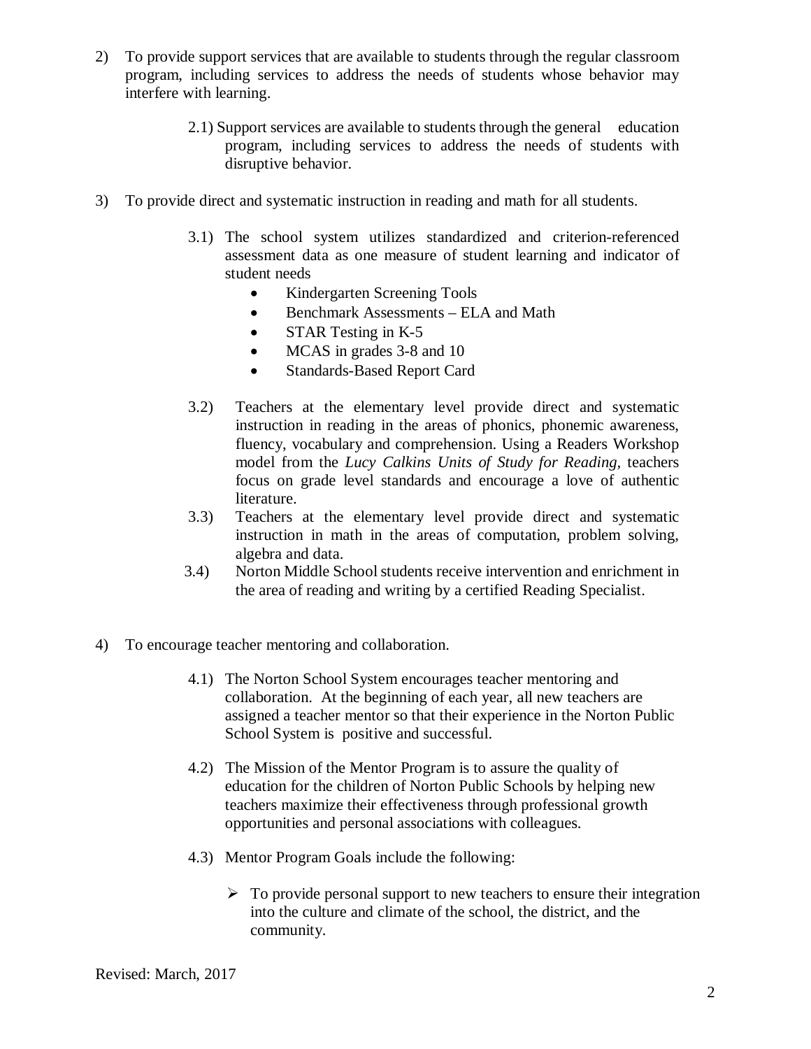2) To provide support services that are available to students through the regular classroom program, including services to address the needs of students whose behavior may interfere with learning.

    2.1) Support services are available to students through the general education program, including services to address the needs of students with disruptive behavior.

3) To provide direct and systematic instruction in reading and math for all students.

    3.1) The school system utilizes standardized and criterion-referenced assessment data as one measure of student learning and indicator of student needs
    - Kindergarten Screening Tools
    - Benchmark Assessments – ELA and Math
    - STAR Testing in K-5
    - MCAS in grades 3-8 and 10
    - Standards-Based Report Card

    3.2) Teachers at the elementary level provide direct and systematic instruction in reading in the areas of phonics, phonemic awareness, fluency, vocabulary and comprehension. Using a Readers Workshop model from the *Lucy Calkins Units of Study for Reading,* teachers focus on grade level standards and encourage a love of authentic literature.

    3.3) Teachers at the elementary level provide direct and systematic instruction in math in the areas of computation, problem solving, algebra and data.

    3.4) Norton Middle School students receive intervention and enrichment in the area of reading and writing by a certified Reading Specialist.

4) To encourage teacher mentoring and collaboration.

    4.1) The Norton School System encourages teacher mentoring and collaboration. At the beginning of each year, all new teachers are assigned a teacher mentor so that their experience in the Norton Public School System is positive and successful.

    4.2) The Mission of the Mentor Program is to assure the quality of education for the children of Norton Public Schools by helping new teachers maximize their effectiveness through professional growth opportunities and personal associations with colleagues.

    4.3) Mentor Program Goals include the following:

    - To provide personal support to new teachers to ensure their integration into the culture and climate of the school, the district, and the community.

Revised: March, 2017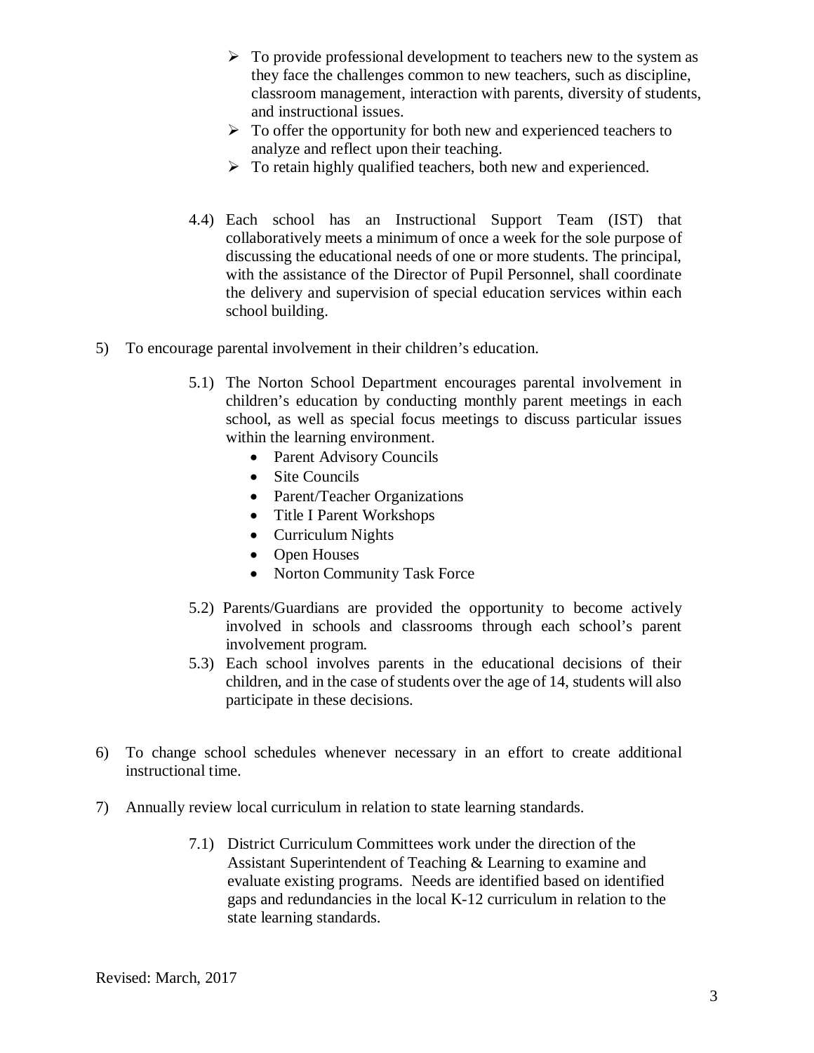- To provide professional development to teachers new to the system as they face the challenges common to new teachers, such as discipline, classroom management, interaction with parents, diversity of students, and instructional issues.
- To offer the opportunity for both new and experienced teachers to analyze and reflect upon their teaching.
- To retain highly qualified teachers, both new and experienced.

4.4) Each school has an Instructional Support Team (IST) that collaboratively meets a minimum of once a week for the sole purpose of discussing the educational needs of one or more students. The principal, with the assistance of the Director of Pupil Personnel, shall coordinate the delivery and supervision of special education services within each school building.

5) To encourage parental involvement in their children's education.

5.1) The Norton School Department encourages parental involvement in children's education by conducting monthly parent meetings in each school, as well as special focus meetings to discuss particular issues within the learning environment.

- Parent Advisory Councils
- Site Councils
- Parent/Teacher Organizations
- Title I Parent Workshops
- Curriculum Nights
- Open Houses
- Norton Community Task Force

5.2) Parents/Guardians are provided the opportunity to become actively involved in schools and classrooms through each school's parent involvement program.

5.3) Each school involves parents in the educational decisions of their children, and in the case of students over the age of 14, students will also participate in these decisions.

6) To change school schedules whenever necessary in an effort to create additional instructional time.

7) Annually review local curriculum in relation to state learning standards.

7.1) District Curriculum Committees work under the direction of the Assistant Superintendent of Teaching & Learning to examine and evaluate existing programs. Needs are identified based on identified gaps and redundancies in the local K-12 curriculum in relation to the state learning standards.

Revised: March, 2017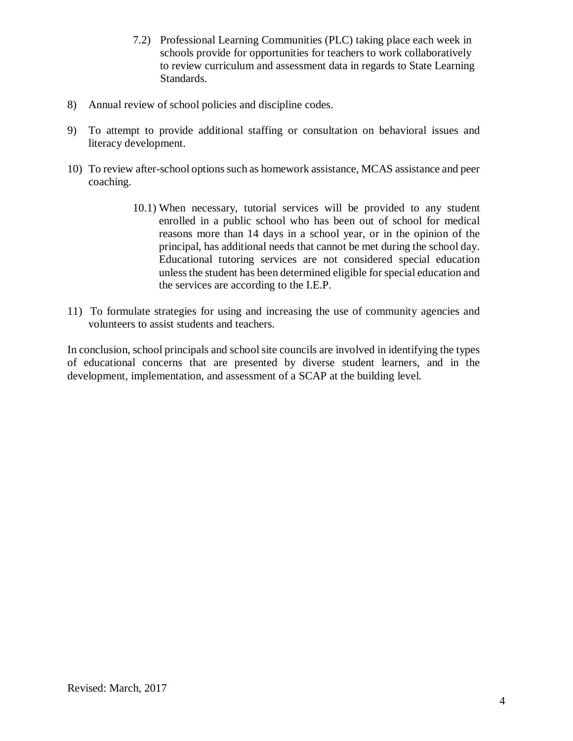7.2) Professional Learning Communities (PLC) taking place each week in schools provide for opportunities for teachers to work collaboratively to review curriculum and assessment data in regards to State Learning Standards.

8) Annual review of school policies and discipline codes.

9) To attempt to provide additional staffing or consultation on behavioral issues and literacy development.

10) To review after-school options such as homework assistance, MCAS assistance and peer coaching.

10.1) When necessary, tutorial services will be provided to any student enrolled in a public school who has been out of school for medical reasons more than 14 days in a school year, or in the opinion of the principal, has additional needs that cannot be met during the school day. Educational tutoring services are not considered special education unless the student has been determined eligible for special education and the services are according to the I.E.P.

11) To formulate strategies for using and increasing the use of community agencies and volunteers to assist students and teachers.

In conclusion, school principals and school site councils are involved in identifying the types of educational concerns that are presented by diverse student learners, and in the development, implementation, and assessment of a SCAP at the building level.

Revised: March, 2017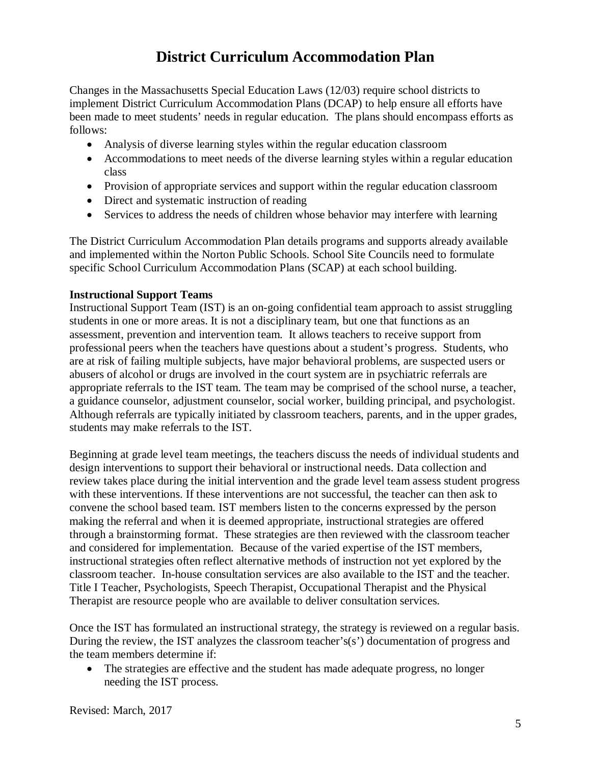# District Curriculum Accommodation Plan

Changes in the Massachusetts Special Education Laws (12/03) require school districts to implement District Curriculum Accommodation Plans (DCAP) to help ensure all efforts have been made to meet students' needs in regular education. The plans should encompass efforts as follows:

- Analysis of diverse learning styles within the regular education classroom
- Accommodations to meet needs of the diverse learning styles within a regular education class
- Provision of appropriate services and support within the regular education classroom
- Direct and systematic instruction of reading
- Services to address the needs of children whose behavior may interfere with learning

The District Curriculum Accommodation Plan details programs and supports already available and implemented within the Norton Public Schools. School Site Councils need to formulate specific School Curriculum Accommodation Plans (SCAP) at each school building.

**Instructional Support Teams**

Instructional Support Team (IST) is an on-going confidential team approach to assist struggling students in one or more areas. It is not a disciplinary team, but one that functions as an assessment, prevention and intervention team. It allows teachers to receive support from professional peers when the teachers have questions about a student's progress. Students, who are at risk of failing multiple subjects, have major behavioral problems, are suspected users or abusers of alcohol or drugs are involved in the court system are in psychiatric referrals are appropriate referrals to the IST team. The team may be comprised of the school nurse, a teacher, a guidance counselor, adjustment counselor, social worker, building principal, and psychologist. Although referrals are typically initiated by classroom teachers, parents, and in the upper grades, students may make referrals to the IST.

Beginning at grade level team meetings, the teachers discuss the needs of individual students and design interventions to support their behavioral or instructional needs. Data collection and review takes place during the initial intervention and the grade level team assess student progress with these interventions. If these interventions are not successful, the teacher can then ask to convene the school based team. IST members listen to the concerns expressed by the person making the referral and when it is deemed appropriate, instructional strategies are offered through a brainstorming format. These strategies are then reviewed with the classroom teacher and considered for implementation. Because of the varied expertise of the IST members, instructional strategies often reflect alternative methods of instruction not yet explored by the classroom teacher. In-house consultation services are also available to the IST and the teacher. Title I Teacher, Psychologists, Speech Therapist, Occupational Therapist and the Physical Therapist are resource people who are available to deliver consultation services.

Once the IST has formulated an instructional strategy, the strategy is reviewed on a regular basis. During the review, the IST analyzes the classroom teacher's(s') documentation of progress and the team members determine if:

- The strategies are effective and the student has made adequate progress, no longer needing the IST process.

Revised: March, 2017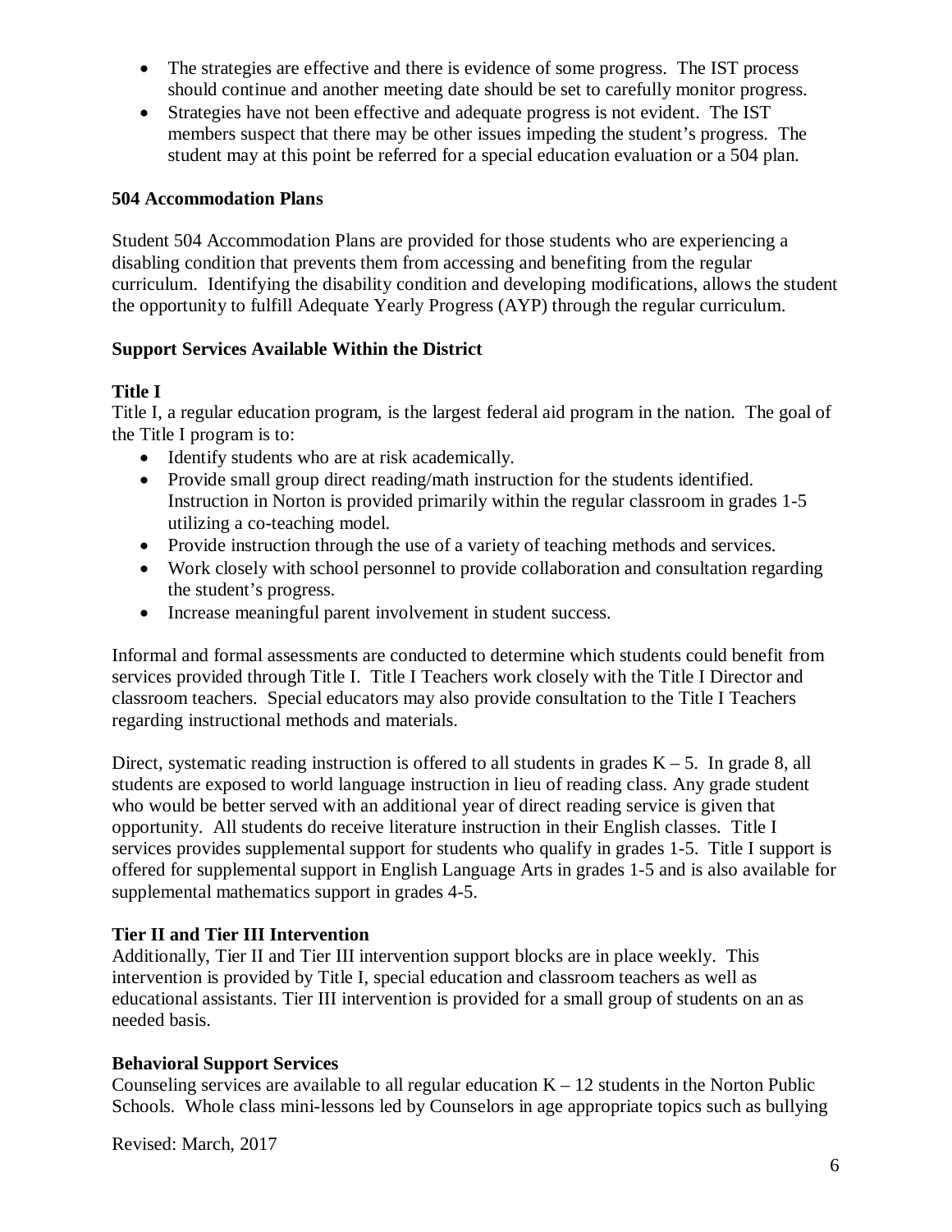- The strategies are effective and there is evidence of some progress. The IST process should continue and another meeting date should be set to carefully monitor progress.
- Strategies have not been effective and adequate progress is not evident. The IST members suspect that there may be other issues impeding the student's progress. The student may at this point be referred for a special education evaluation or a 504 plan.

**504 Accommodation Plans**

Student 504 Accommodation Plans are provided for those students who are experiencing a disabling condition that prevents them from accessing and benefiting from the regular curriculum. Identifying the disability condition and developing modifications, allows the student the opportunity to fulfill Adequate Yearly Progress (AYP) through the regular curriculum.

**Support Services Available Within the District**

**Title I**
Title I, a regular education program, is the largest federal aid program in the nation. The goal of the Title I program is to:

- Identify students who are at risk academically.
- Provide small group direct reading/math instruction for the students identified. Instruction in Norton is provided primarily within the regular classroom in grades 1-5 utilizing a co-teaching model.
- Provide instruction through the use of a variety of teaching methods and services.
- Work closely with school personnel to provide collaboration and consultation regarding the student's progress.
- Increase meaningful parent involvement in student success.

Informal and formal assessments are conducted to determine which students could benefit from services provided through Title I. Title I Teachers work closely with the Title I Director and classroom teachers. Special educators may also provide consultation to the Title I Teachers regarding instructional methods and materials.

Direct, systematic reading instruction is offered to all students in grades K – 5. In grade 8, all students are exposed to world language instruction in lieu of reading class. Any grade student who would be better served with an additional year of direct reading service is given that opportunity. All students do receive literature instruction in their English classes. Title I services provides supplemental support for students who qualify in grades 1-5. Title I support is offered for supplemental support in English Language Arts in grades 1-5 and is also available for supplemental mathematics support in grades 4-5.

**Tier II and Tier III Intervention**
Additionally, Tier II and Tier III intervention support blocks are in place weekly. This intervention is provided by Title I, special education and classroom teachers as well as educational assistants. Tier III intervention is provided for a small group of students on an as needed basis.

**Behavioral Support Services**
Counseling services are available to all regular education K – 12 students in the Norton Public Schools. Whole class mini-lessons led by Counselors in age appropriate topics such as bullying

Revised: March, 2017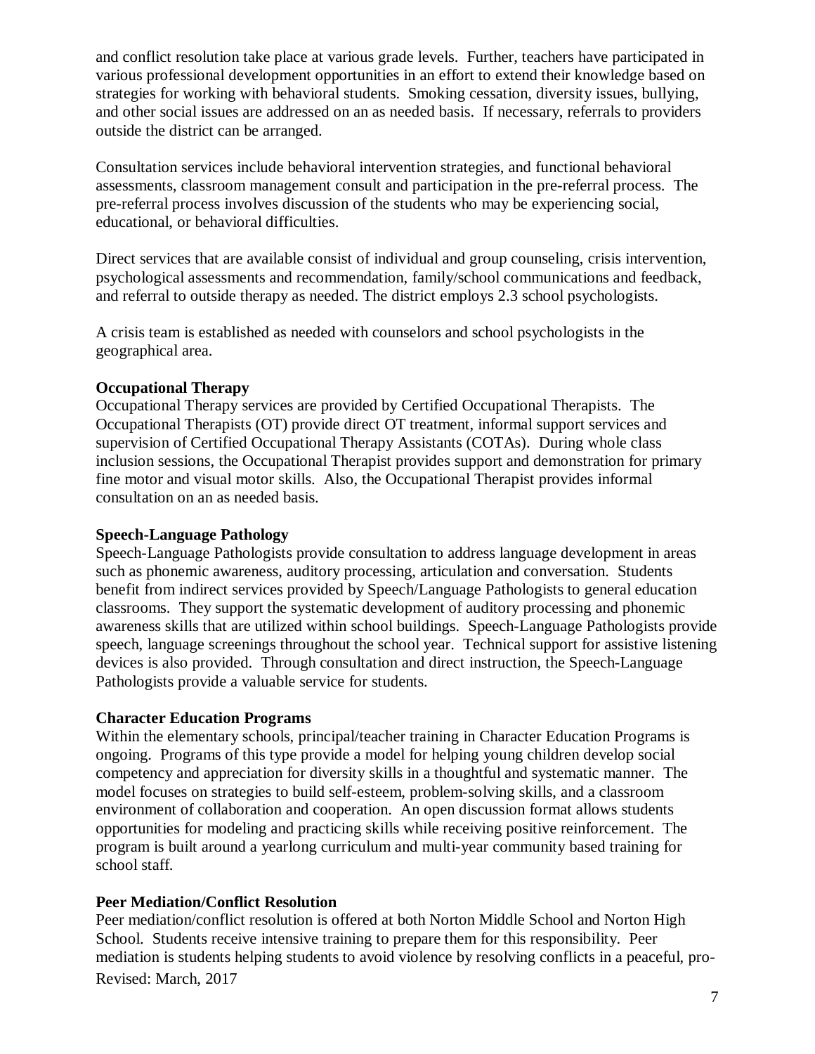and conflict resolution take place at various grade levels. Further, teachers have participated in various professional development opportunities in an effort to extend their knowledge based on strategies for working with behavioral students. Smoking cessation, diversity issues, bullying, and other social issues are addressed on an as needed basis. If necessary, referrals to providers outside the district can be arranged.

Consultation services include behavioral intervention strategies, and functional behavioral assessments, classroom management consult and participation in the pre-referral process. The pre-referral process involves discussion of the students who may be experiencing social, educational, or behavioral difficulties.

Direct services that are available consist of individual and group counseling, crisis intervention, psychological assessments and recommendation, family/school communications and feedback, and referral to outside therapy as needed. The district employs 2.3 school psychologists.

A crisis team is established as needed with counselors and school psychologists in the geographical area.

**Occupational Therapy**

Occupational Therapy services are provided by Certified Occupational Therapists. The Occupational Therapists (OT) provide direct OT treatment, informal support services and supervision of Certified Occupational Therapy Assistants (COTAs). During whole class inclusion sessions, the Occupational Therapist provides support and demonstration for primary fine motor and visual motor skills. Also, the Occupational Therapist provides informal consultation on an as needed basis.

**Speech-Language Pathology**

Speech-Language Pathologists provide consultation to address language development in areas such as phonemic awareness, auditory processing, articulation and conversation. Students benefit from indirect services provided by Speech/Language Pathologists to general education classrooms. They support the systematic development of auditory processing and phonemic awareness skills that are utilized within school buildings. Speech-Language Pathologists provide speech, language screenings throughout the school year. Technical support for assistive listening devices is also provided. Through consultation and direct instruction, the Speech-Language Pathologists provide a valuable service for students.

**Character Education Programs**

Within the elementary schools, principal/teacher training in Character Education Programs is ongoing. Programs of this type provide a model for helping young children develop social competency and appreciation for diversity skills in a thoughtful and systematic manner. The model focuses on strategies to build self-esteem, problem-solving skills, and a classroom environment of collaboration and cooperation. An open discussion format allows students opportunities for modeling and practicing skills while receiving positive reinforcement. The program is built around a yearlong curriculum and multi-year community based training for school staff.

**Peer Mediation/Conflict Resolution**

Peer mediation/conflict resolution is offered at both Norton Middle School and Norton High School. Students receive intensive training to prepare them for this responsibility. Peer mediation is students helping students to avoid violence by resolving conflicts in a peaceful, pro-

Revised: March, 2017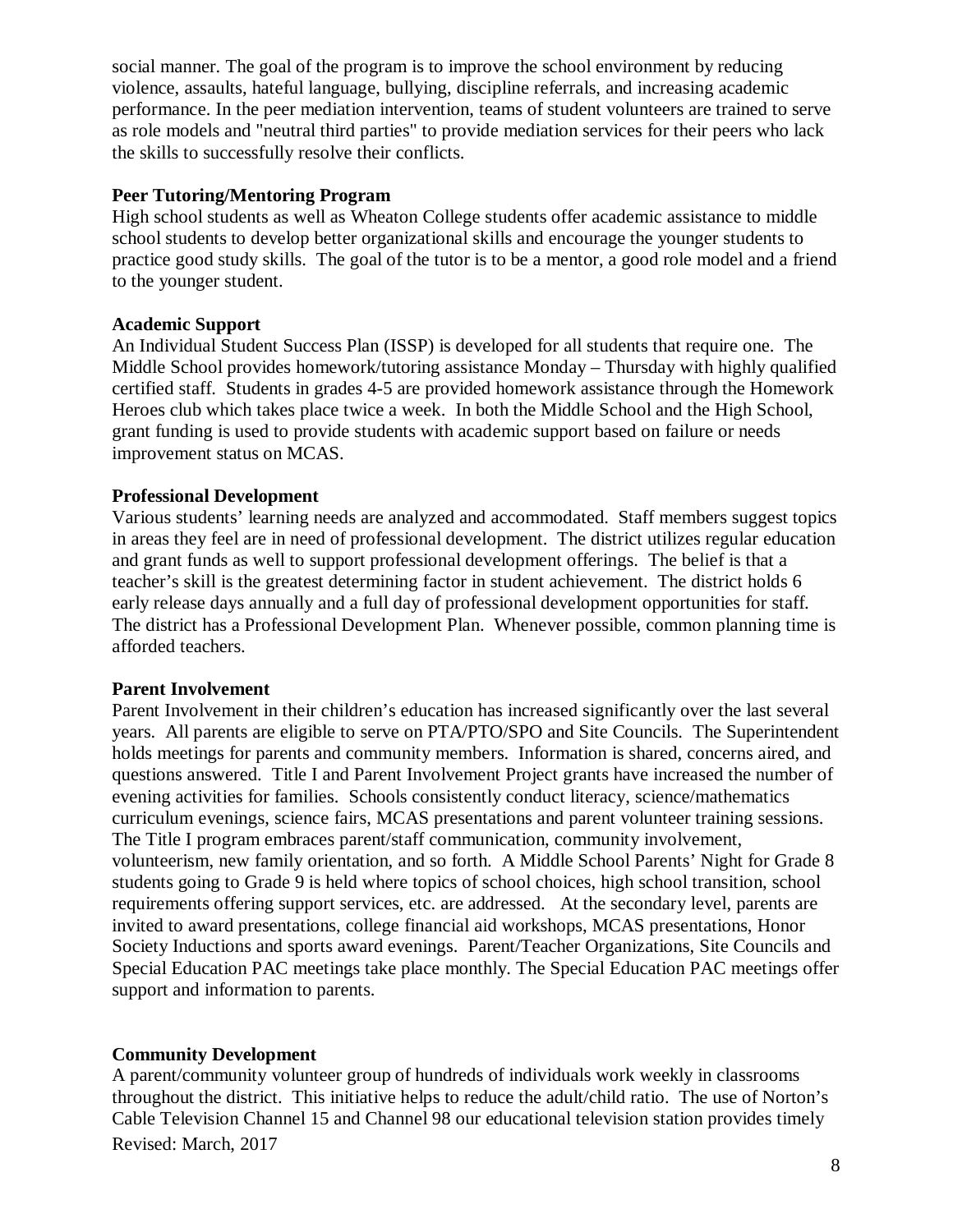social manner. The goal of the program is to improve the school environment by reducing violence, assaults, hateful language, bullying, discipline referrals, and increasing academic performance. In the peer mediation intervention, teams of student volunteers are trained to serve as role models and "neutral third parties" to provide mediation services for their peers who lack the skills to successfully resolve their conflicts.

**Peer Tutoring/Mentoring Program**

High school students as well as Wheaton College students offer academic assistance to middle school students to develop better organizational skills and encourage the younger students to practice good study skills. The goal of the tutor is to be a mentor, a good role model and a friend to the younger student.

**Academic Support**

An Individual Student Success Plan (ISSP) is developed for all students that require one. The Middle School provides homework/tutoring assistance Monday – Thursday with highly qualified certified staff. Students in grades 4-5 are provided homework assistance through the Homework Heroes club which takes place twice a week. In both the Middle School and the High School, grant funding is used to provide students with academic support based on failure or needs improvement status on MCAS.

**Professional Development**

Various students' learning needs are analyzed and accommodated. Staff members suggest topics in areas they feel are in need of professional development. The district utilizes regular education and grant funds as well to support professional development offerings. The belief is that a teacher's skill is the greatest determining factor in student achievement. The district holds 6 early release days annually and a full day of professional development opportunities for staff. The district has a Professional Development Plan. Whenever possible, common planning time is afforded teachers.

**Parent Involvement**

Parent Involvement in their children's education has increased significantly over the last several years. All parents are eligible to serve on PTA/PTO/SPO and Site Councils. The Superintendent holds meetings for parents and community members. Information is shared, concerns aired, and questions answered. Title I and Parent Involvement Project grants have increased the number of evening activities for families. Schools consistently conduct literacy, science/mathematics curriculum evenings, science fairs, MCAS presentations and parent volunteer training sessions. The Title I program embraces parent/staff communication, community involvement, volunteerism, new family orientation, and so forth. A Middle School Parents' Night for Grade 8 students going to Grade 9 is held where topics of school choices, high school transition, school requirements offering support services, etc. are addressed. At the secondary level, parents are invited to award presentations, college financial aid workshops, MCAS presentations, Honor Society Inductions and sports award evenings. Parent/Teacher Organizations, Site Councils and Special Education PAC meetings take place monthly. The Special Education PAC meetings offer support and information to parents.

**Community Development**

A parent/community volunteer group of hundreds of individuals work weekly in classrooms throughout the district. This initiative helps to reduce the adult/child ratio. The use of Norton's Cable Television Channel 15 and Channel 98 our educational television station provides timely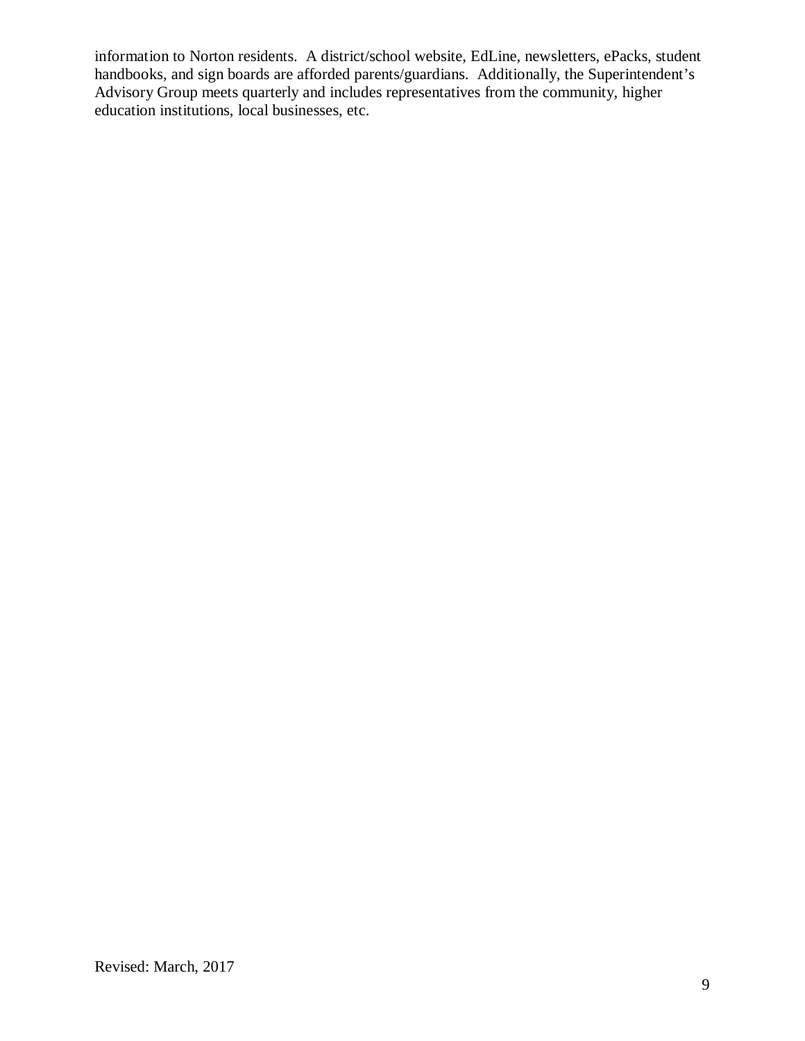information to Norton residents. A district/school website, EdLine, newsletters, ePacks, student handbooks, and sign boards are afforded parents/guardians. Additionally, the Superintendent's Advisory Group meets quarterly and includes representatives from the community, higher education institutions, local businesses, etc.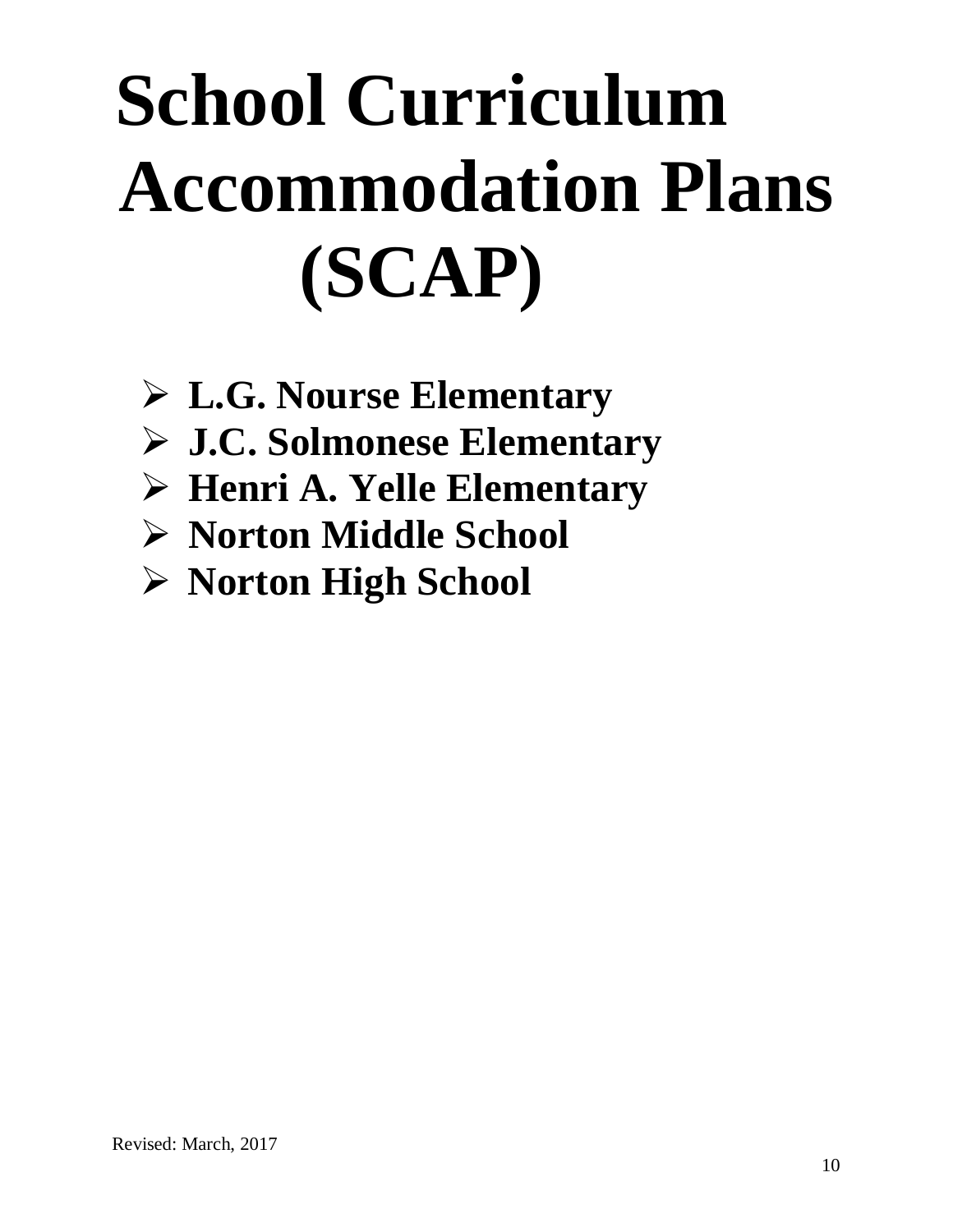# School Curriculum Accommodation Plans (SCAP)

- **L.G. Nourse Elementary**
- **J.C. Solmonese Elementary**
- **Henri A. Yelle Elementary**
- **Norton Middle School**
- **Norton High School**

Revised: March, 2017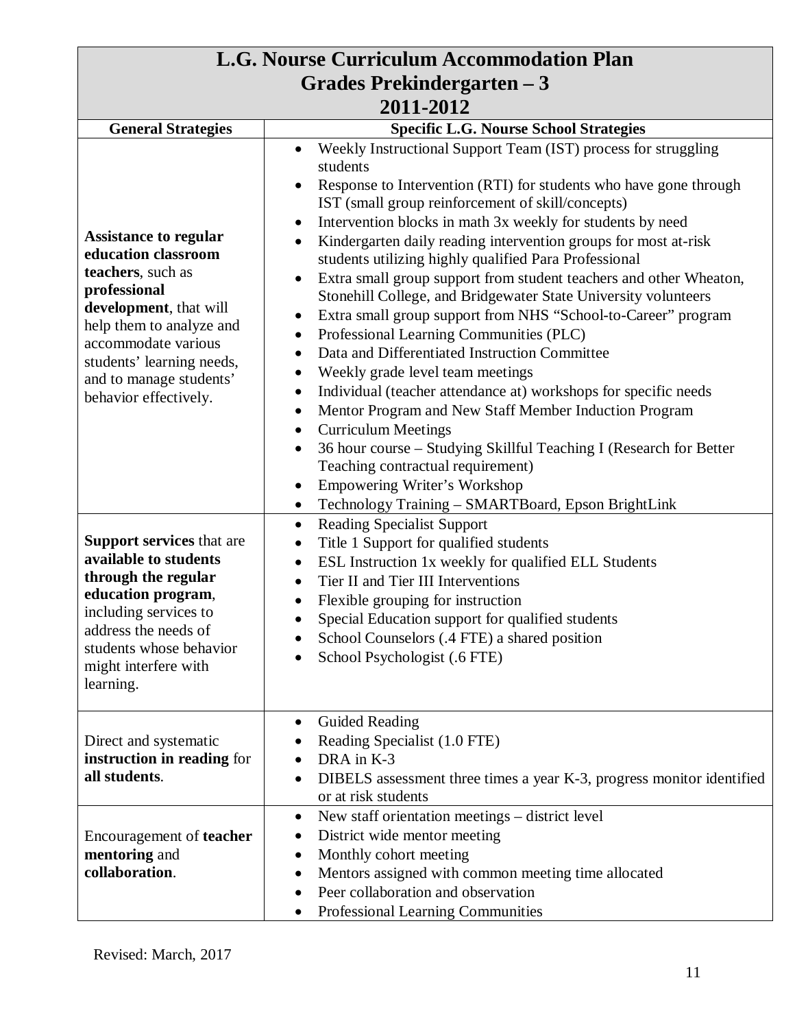# L.G. Nourse Curriculum Accommodation Plan
## Grades Prekindergarten – 3
## 2011-2012

| General Strategies | Specific L.G. Nourse School Strategies |
|---|---|
| **Assistance to regular education classroom teachers**, such as **professional development**, that will help them to analyze and accommodate various students' learning needs, and to manage students' behavior effectively. | • Weekly Instructional Support Team (IST) process for struggling students<br>• Response to Intervention (RTI) for students who have gone through IST (small group reinforcement of skill/concepts)<br>• Intervention blocks in math 3x weekly for students by need<br>• Kindergarten daily reading intervention groups for most at-risk students utilizing highly qualified Para Professional<br>• Extra small group support from student teachers and other Wheaton, Stonehill College, and Bridgewater State University volunteers<br>• Extra small group support from NHS "School-to-Career" program<br>• Professional Learning Communities (PLC)<br>• Data and Differentiated Instruction Committee<br>• Weekly grade level team meetings<br>• Individual (teacher attendance at) workshops for specific needs<br>• Mentor Program and New Staff Member Induction Program<br>• Curriculum Meetings<br>• 36 hour course – Studying Skillful Teaching I (Research for Better Teaching contractual requirement)<br>• Empowering Writer's Workshop<br>• Technology Training – SMARTBoard, Epson BrightLink |
| **Support services** that are **available to students through the regular education program**, including services to address the needs of students whose behavior might interfere with learning. | • Reading Specialist Support<br>• Title 1 Support for qualified students<br>• ESL Instruction 1x weekly for qualified ELL Students<br>• Tier II and Tier III Interventions<br>• Flexible grouping for instruction<br>• Special Education support for qualified students<br>• School Counselors (.4 FTE) a shared position<br>• School Psychologist (.6 FTE) |
| Direct and systematic **instruction in reading** for **all students**. | • Guided Reading<br>• Reading Specialist (1.0 FTE)<br>• DRA in K-3<br>• DIBELS assessment three times a year K-3, progress monitor identified or at risk students |
| Encouragement of **teacher mentoring** and **collaboration**. | • New staff orientation meetings – district level<br>• District wide mentor meeting<br>• Monthly cohort meeting<br>• Mentors assigned with common meeting time allocated<br>• Peer collaboration and observation<br>• Professional Learning Communities |

Revised: March, 2017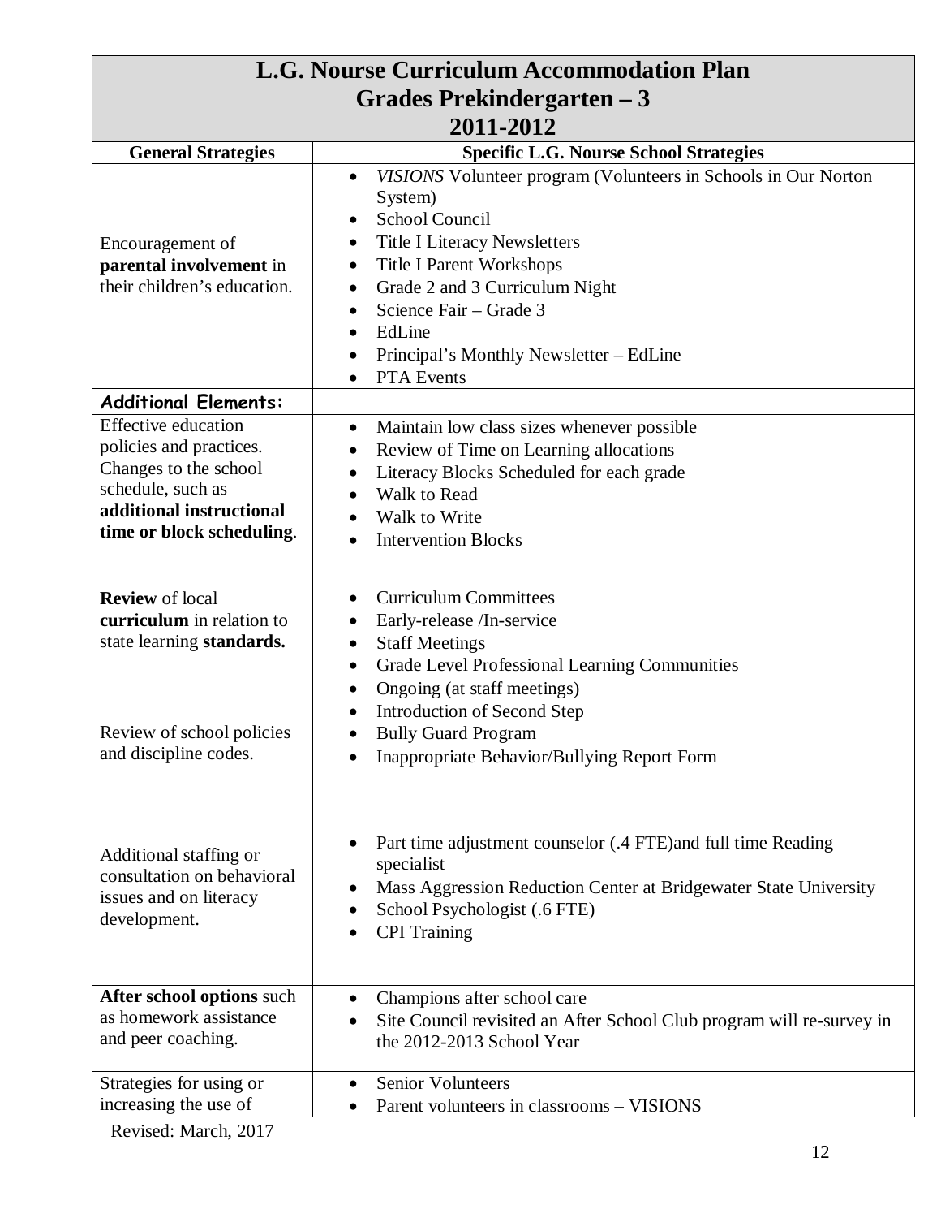| L.G. Nourse Curriculum Accommodation Plan<br>Grades Prekindergarten – 3<br>2011-2012 | |
|---|---|
| **General Strategies** | **Specific L.G. Nourse School Strategies** |
| Encouragement of **parental involvement** in their children's education. | • *VISIONS* Volunteer program (Volunteers in Schools in Our Norton System)<br>• School Council<br>• Title I Literacy Newsletters<br>• Title I Parent Workshops<br>• Grade 2 and 3 Curriculum Night<br>• Science Fair – Grade 3<br>• EdLine<br>• Principal's Monthly Newsletter – EdLine<br>• PTA Events |
| **Additional Elements:** | |
| Effective education policies and practices. Changes to the school schedule, such as **additional instructional time or block scheduling**. | • Maintain low class sizes whenever possible<br>• Review of Time on Learning allocations<br>• Literacy Blocks Scheduled for each grade<br>• Walk to Read<br>• Walk to Write<br>• Intervention Blocks |
| **Review** of local **curriculum** in relation to state learning **standards.** | • Curriculum Committees<br>• Early-release /In-service<br>• Staff Meetings<br>• Grade Level Professional Learning Communities |
| Review of school policies and discipline codes. | • Ongoing (at staff meetings)<br>• Introduction of Second Step<br>• Bully Guard Program<br>• Inappropriate Behavior/Bullying Report Form |
| Additional staffing or consultation on behavioral issues and on literacy development. | • Part time adjustment counselor (.4 FTE)and full time Reading specialist<br>• Mass Aggression Reduction Center at Bridgewater State University<br>• School Psychologist (.6 FTE)<br>• CPI Training |
| **After school options** such as homework assistance and peer coaching. | • Champions after school care<br>• Site Council revisited an After School Club program will re-survey in the 2012-2013 School Year |
| Strategies for using or increasing the use of | • Senior Volunteers<br>• Parent volunteers in classrooms – VISIONS |

Revised: March, 2017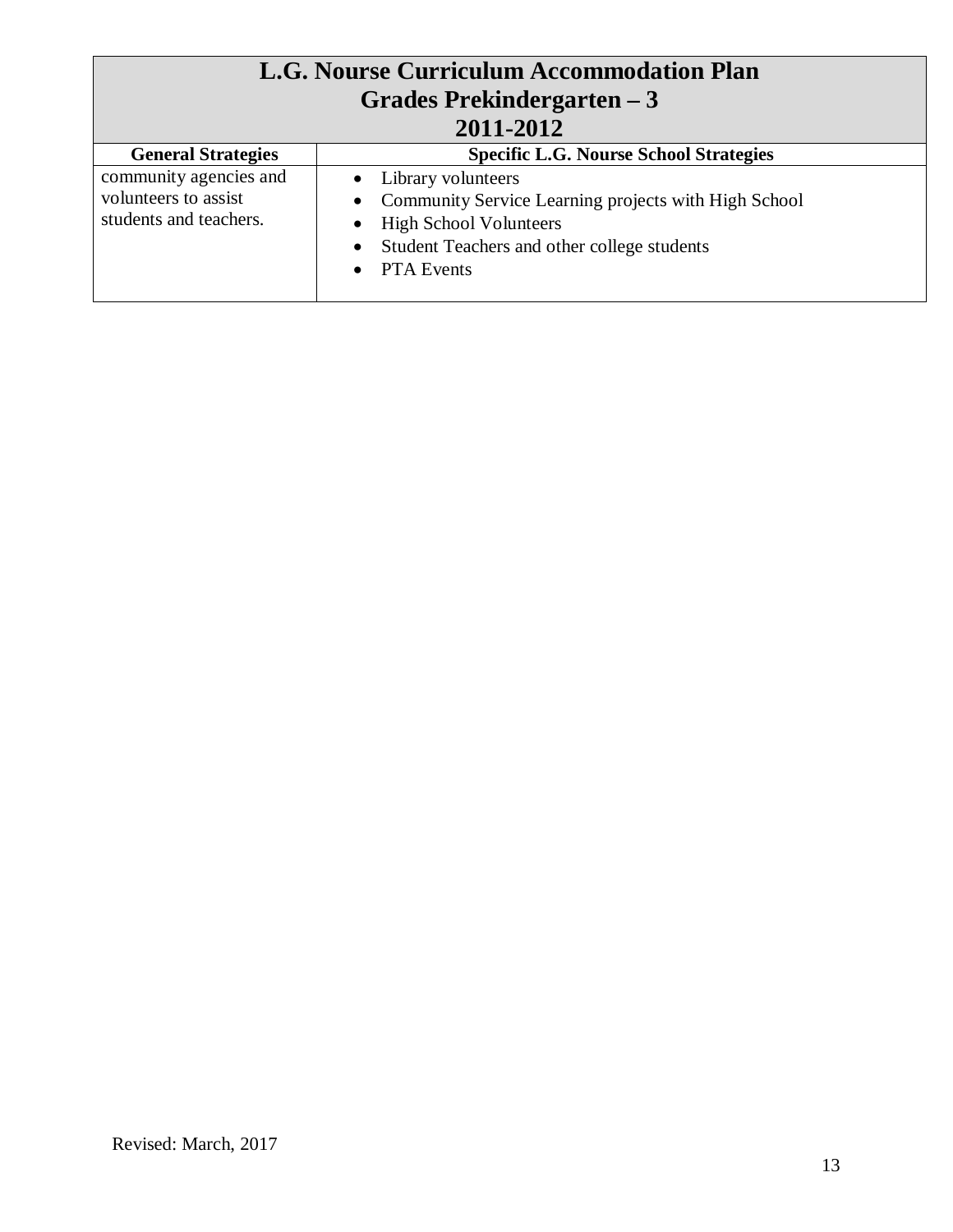| L.G. Nourse Curriculum Accommodation Plan<br>Grades Prekindergarten – 3<br>2011-2012 | |
|---|---|
| **General Strategies** | **Specific L.G. Nourse School Strategies** |
| community agencies and volunteers to assist students and teachers. | • Library volunteers<br>• Community Service Learning projects with High School<br>• High School Volunteers<br>• Student Teachers and other college students<br>• PTA Events |

Revised: March, 2017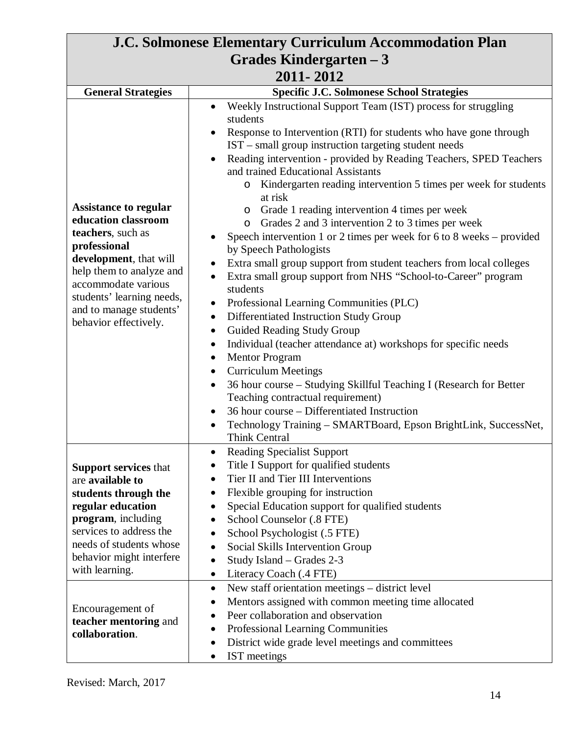# J.C. Solmonese Elementary Curriculum Accommodation Plan
## Grades Kindergarten – 3
## 2011- 2012

| General Strategies | Specific J.C. Solmonese School Strategies |
|---|---|
| **Assistance to regular education classroom teachers**, such as **professional development**, that will help them to analyze and accommodate various students' learning needs, and to manage students' behavior effectively. | • Weekly Instructional Support Team (IST) process for struggling students<br>• Response to Intervention (RTI) for students who have gone through IST – small group instruction targeting student needs<br>• Reading intervention - provided by Reading Teachers, SPED Teachers and trained Educational Assistants<br>  ○ Kindergarten reading intervention 5 times per week for students at risk<br>  ○ Grade 1 reading intervention 4 times per week<br>  ○ Grades 2 and 3 intervention 2 to 3 times per week<br>• Speech intervention 1 or 2 times per week for 6 to 8 weeks – provided by Speech Pathologists<br>• Extra small group support from student teachers from local colleges<br>• Extra small group support from NHS "School-to-Career" program students<br>• Professional Learning Communities (PLC)<br>• Differentiated Instruction Study Group<br>• Guided Reading Study Group<br>• Individual (teacher attendance at) workshops for specific needs<br>• Mentor Program<br>• Curriculum Meetings<br>• 36 hour course – Studying Skillful Teaching I (Research for Better Teaching contractual requirement)<br>• 36 hour course – Differentiated Instruction<br>• Technology Training – SMARTBoard, Epson BrightLink, SuccessNet, Think Central |
| **Support services** that are **available to students through the regular education program**, including services to address the needs of students whose behavior might interfere with learning. | • Reading Specialist Support<br>• Title I Support for qualified students<br>• Tier II and Tier III Interventions<br>• Flexible grouping for instruction<br>• Special Education support for qualified students<br>• School Counselor (.8 FTE)<br>• School Psychologist (.5 FTE)<br>• Social Skills Intervention Group<br>• Study Island – Grades 2-3<br>• Literacy Coach (.4 FTE) |
| Encouragement of **teacher mentoring** and **collaboration**. | • New staff orientation meetings – district level<br>• Mentors assigned with common meeting time allocated<br>• Peer collaboration and observation<br>• Professional Learning Communities<br>• District wide grade level meetings and committees<br>• IST meetings |

Revised: March, 2017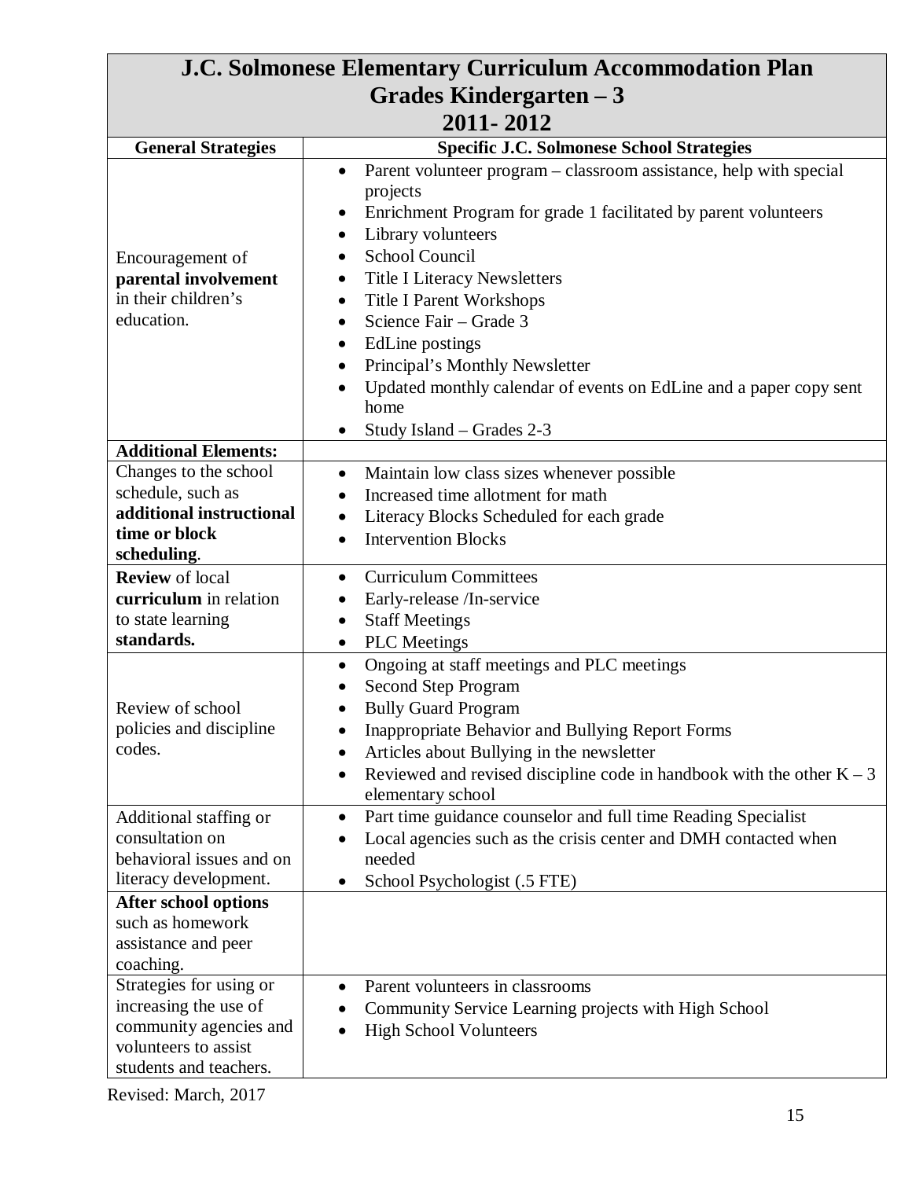| J.C. Solmonese Elementary Curriculum Accommodation Plan<br>Grades Kindergarten – 3<br>2011- 2012 | |
|---|---|
| **General Strategies** | **Specific J.C. Solmonese School Strategies** |
| Encouragement of **parental involvement** in their children's education. | • Parent volunteer program – classroom assistance, help with special projects<br>• Enrichment Program for grade 1 facilitated by parent volunteers<br>• Library volunteers<br>• School Council<br>• Title I Literacy Newsletters<br>• Title I Parent Workshops<br>• Science Fair – Grade 3<br>• EdLine postings<br>• Principal's Monthly Newsletter<br>• Updated monthly calendar of events on EdLine and a paper copy sent home<br>• Study Island – Grades 2-3 |
| **Additional Elements:** | |
| Changes to the school schedule, such as **additional instructional time or block scheduling**. | • Maintain low class sizes whenever possible<br>• Increased time allotment for math<br>• Literacy Blocks Scheduled for each grade<br>• Intervention Blocks |
| **Review** of local **curriculum** in relation to state learning **standards.** | • Curriculum Committees<br>• Early-release /In-service<br>• Staff Meetings<br>• PLC Meetings |
| Review of school policies and discipline codes. | • Ongoing at staff meetings and PLC meetings<br>• Second Step Program<br>• Bully Guard Program<br>• Inappropriate Behavior and Bullying Report Forms<br>• Articles about Bullying in the newsletter<br>• Reviewed and revised discipline code in handbook with the other K – 3 elementary school |
| Additional staffing or consultation on behavioral issues and on literacy development. | • Part time guidance counselor and full time Reading Specialist<br>• Local agencies such as the crisis center and DMH contacted when needed<br>• School Psychologist (.5 FTE) |
| **After school options** such as homework assistance and peer coaching. | |
| Strategies for using or increasing the use of community agencies and volunteers to assist students and teachers. | • Parent volunteers in classrooms<br>• Community Service Learning projects with High School<br>• High School Volunteers |

Revised: March, 2017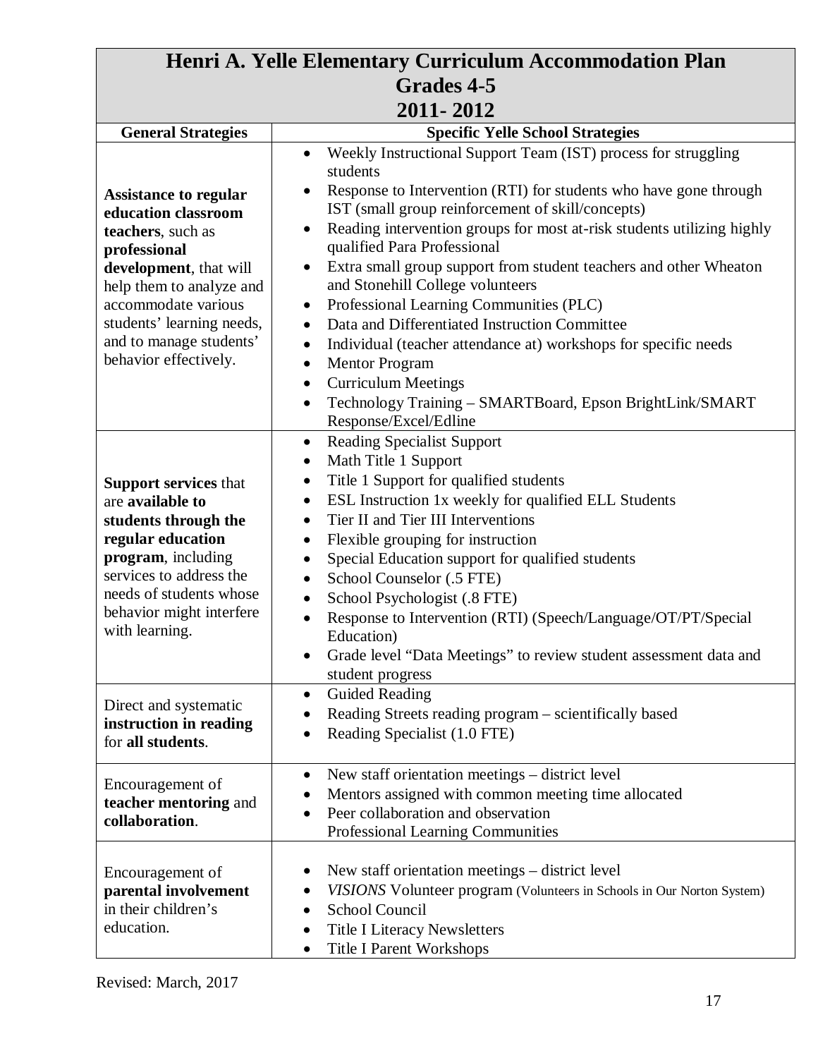| Henri A. Yelle Elementary Curriculum Accommodation Plan<br>Grades 4-5<br>2011- 2012 | |
|---|---|
| **General Strategies** | **Specific Yelle School Strategies** |
| **Assistance to regular education classroom teachers**, such as **professional development**, that will help them to analyze and accommodate various students' learning needs, and to manage students' behavior effectively. | • Weekly Instructional Support Team (IST) process for struggling students<br>• Response to Intervention (RTI) for students who have gone through IST (small group reinforcement of skill/concepts)<br>• Reading intervention groups for most at-risk students utilizing highly qualified Para Professional<br>• Extra small group support from student teachers and other Wheaton and Stonehill College volunteers<br>• Professional Learning Communities (PLC)<br>• Data and Differentiated Instruction Committee<br>• Individual (teacher attendance at) workshops for specific needs<br>• Mentor Program<br>• Curriculum Meetings<br>• Technology Training – SMARTBoard, Epson BrightLink/SMART Response/Excel/Edline |
| **Support services** that are **available to students through the regular education program**, including services to address the needs of students whose behavior might interfere with learning. | • Reading Specialist Support<br>• Math Title 1 Support<br>• Title 1 Support for qualified students<br>• ESL Instruction 1x weekly for qualified ELL Students<br>• Tier II and Tier III Interventions<br>• Flexible grouping for instruction<br>• Special Education support for qualified students<br>• School Counselor (.5 FTE)<br>• School Psychologist (.8 FTE)<br>• Response to Intervention (RTI) (Speech/Language/OT/PT/Special Education)<br>• Grade level "Data Meetings" to review student assessment data and student progress |
| Direct and systematic **instruction in reading** for **all students**. | • Guided Reading<br>• Reading Streets reading program – scientifically based<br>• Reading Specialist (1.0 FTE) |
| Encouragement of **teacher mentoring** and **collaboration**. | • New staff orientation meetings – district level<br>• Mentors assigned with common meeting time allocated<br>• Peer collaboration and observation<br>Professional Learning Communities |
| Encouragement of **parental involvement** in their children's education. | • New staff orientation meetings – district level<br>• *VISIONS* Volunteer program (Volunteers in Schools in Our Norton System)<br>• School Council<br>• Title I Literacy Newsletters<br>• Title I Parent Workshops |

Revised: March, 2017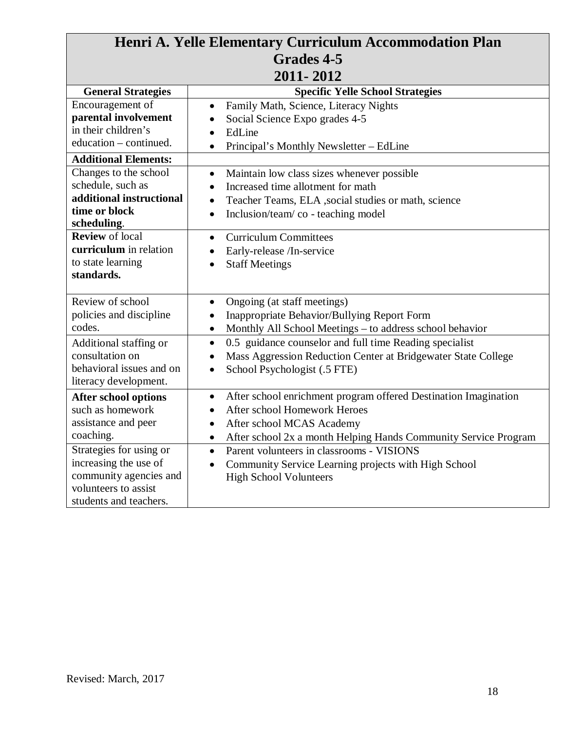| Henri A. Yelle Elementary Curriculum Accommodation Plan<br>Grades 4-5<br>2011- 2012 | |
|---|---|
| **General Strategies** | **Specific Yelle School Strategies** |
| Encouragement of **parental involvement** in their children's education – continued. | • Family Math, Science, Literacy Nights<br>• Social Science Expo grades 4-5<br>• EdLine<br>• Principal's Monthly Newsletter – EdLine |
| **Additional Elements:** | |
| Changes to the school schedule, such as **additional instructional time or block scheduling**. | • Maintain low class sizes whenever possible<br>• Increased time allotment for math<br>• Teacher Teams, ELA ,social studies or math, science<br>• Inclusion/team/ co - teaching model |
| **Review** of local **curriculum** in relation to state learning **standards.** | • Curriculum Committees<br>• Early-release /In-service<br>• Staff Meetings |
| Review of school policies and discipline codes. | • Ongoing (at staff meetings)<br>• Inappropriate Behavior/Bullying Report Form<br>• Monthly All School Meetings – to address school behavior |
| Additional staffing or consultation on behavioral issues and on literacy development. | • 0.5 guidance counselor and full time Reading specialist<br>• Mass Aggression Reduction Center at Bridgewater State College<br>• School Psychologist (.5 FTE) |
| **After school options** such as homework assistance and peer coaching. | • After school enrichment program offered Destination Imagination<br>• After school Homework Heroes<br>• After school MCAS Academy<br>• After school 2x a month Helping Hands Community Service Program |
| Strategies for using or increasing the use of community agencies and volunteers to assist students and teachers. | • Parent volunteers in classrooms - VISIONS<br>• Community Service Learning projects with High School High School Volunteers |

Revised: March, 2017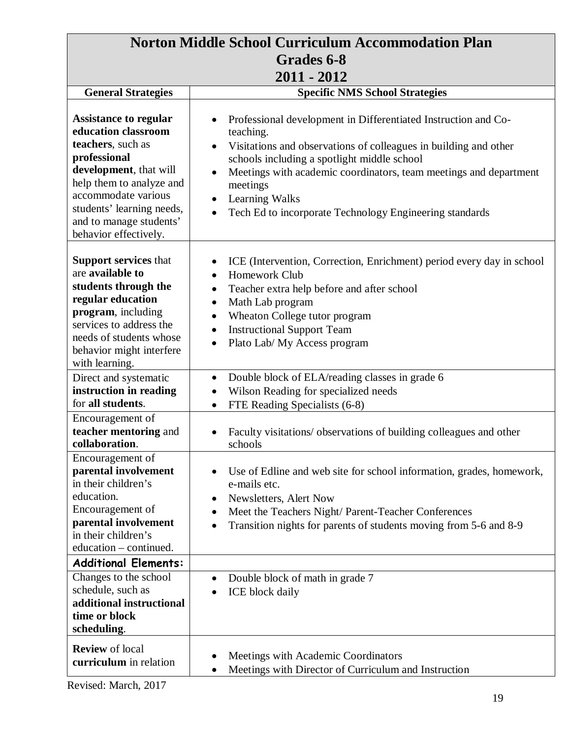| Norton Middle School Curriculum Accommodation Plan<br>Grades 6-8<br>2011 - 2012 | |
|---|---|
| **General Strategies** | **Specific NMS School Strategies** |
| **Assistance to regular education classroom teachers**, such as **professional development**, that will help them to analyze and accommodate various students' learning needs, and to manage students' behavior effectively. | • Professional development in Differentiated Instruction and Co-teaching.<br>• Visitations and observations of colleagues in building and other schools including a spotlight middle school<br>• Meetings with academic coordinators, team meetings and department meetings<br>• Learning Walks<br>• Tech Ed to incorporate Technology Engineering standards |
| **Support services** that are **available to students through the regular education program**, including services to address the needs of students whose behavior might interfere with learning. | • ICE (Intervention, Correction, Enrichment) period every day in school<br>• Homework Club<br>• Teacher extra help before and after school<br>• Math Lab program<br>• Wheaton College tutor program<br>• Instructional Support Team<br>• Plato Lab/ My Access program |
| Direct and systematic **instruction in reading** for **all students**. | • Double block of ELA/reading classes in grade 6<br>• Wilson Reading for specialized needs<br>• FTE Reading Specialists (6-8) |
| Encouragement of **teacher mentoring** and **collaboration**. | • Faculty visitations/ observations of building colleagues and other schools |
| Encouragement of **parental involvement** in their children's education.<br>Encouragement of **parental involvement** in their children's education – continued. | • Use of Edline and web site for school information, grades, homework, e-mails etc.<br>• Newsletters, Alert Now<br>• Meet the Teachers Night/ Parent-Teacher Conferences<br>• Transition nights for parents of students moving from 5-6 and 8-9 |
| **Additional Elements:** | |
| Changes to the school schedule, such as **additional instructional time or block scheduling**. | • Double block of math in grade 7<br>• ICE block daily |
| **Review** of local **curriculum** in relation | • Meetings with Academic Coordinators<br>• Meetings with Director of Curriculum and Instruction |

Revised: March, 2017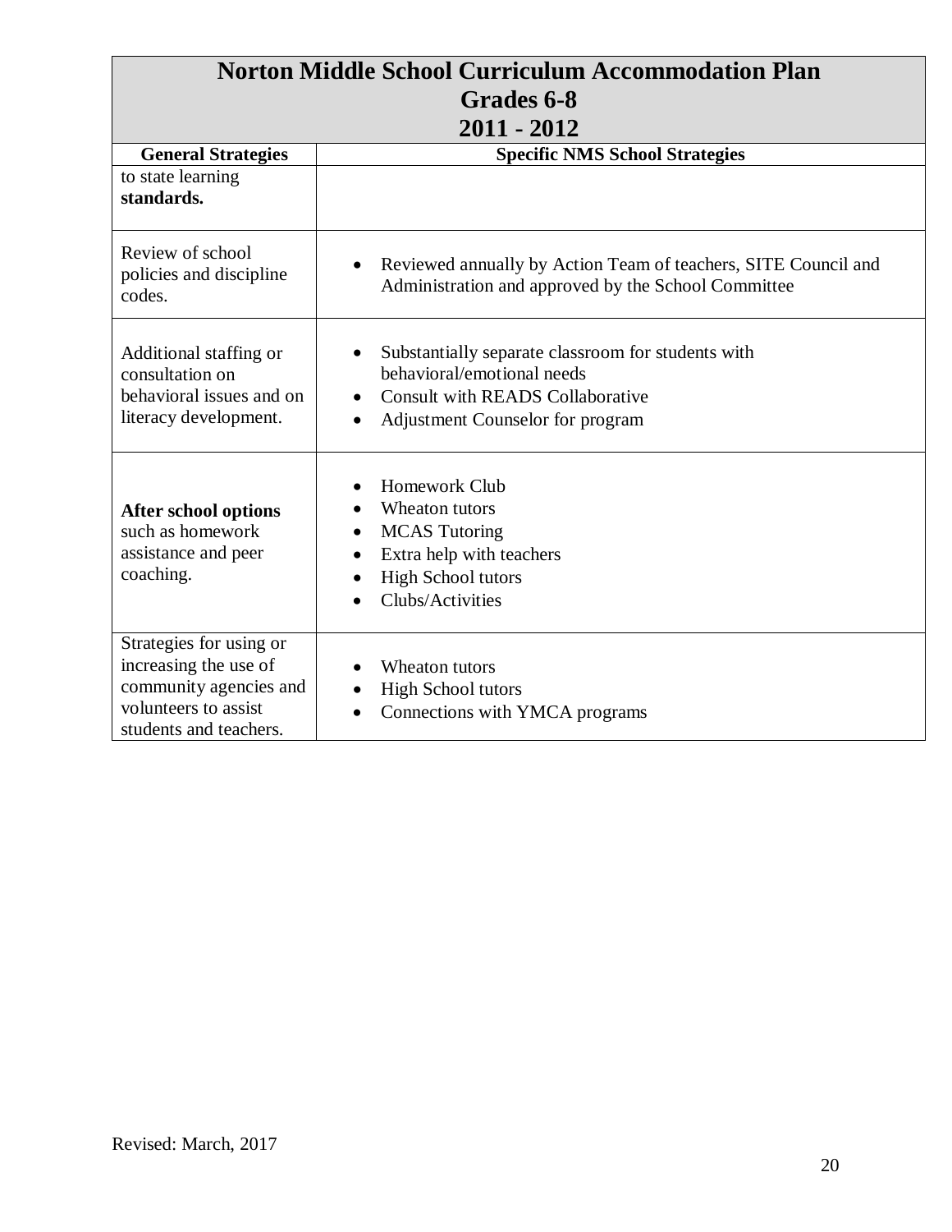| Norton Middle School Curriculum Accommodation Plan<br>Grades 6-8<br>2011 - 2012 | |
|---|---|
| **General Strategies** | **Specific NMS School Strategies** |
| to state learning **standards.** | |
| Review of school policies and discipline codes. | • Reviewed annually by Action Team of teachers, SITE Council and Administration and approved by the School Committee |
| Additional staffing or consultation on behavioral issues and on literacy development. | • Substantially separate classroom for students with behavioral/emotional needs<br>• Consult with READS Collaborative<br>• Adjustment Counselor for program |
| **After school options** such as homework assistance and peer coaching. | • Homework Club<br>• Wheaton tutors<br>• MCAS Tutoring<br>• Extra help with teachers<br>• High School tutors<br>• Clubs/Activities |
| Strategies for using or increasing the use of community agencies and volunteers to assist students and teachers. | • Wheaton tutors<br>• High School tutors<br>• Connections with YMCA programs |

Revised: March, 2017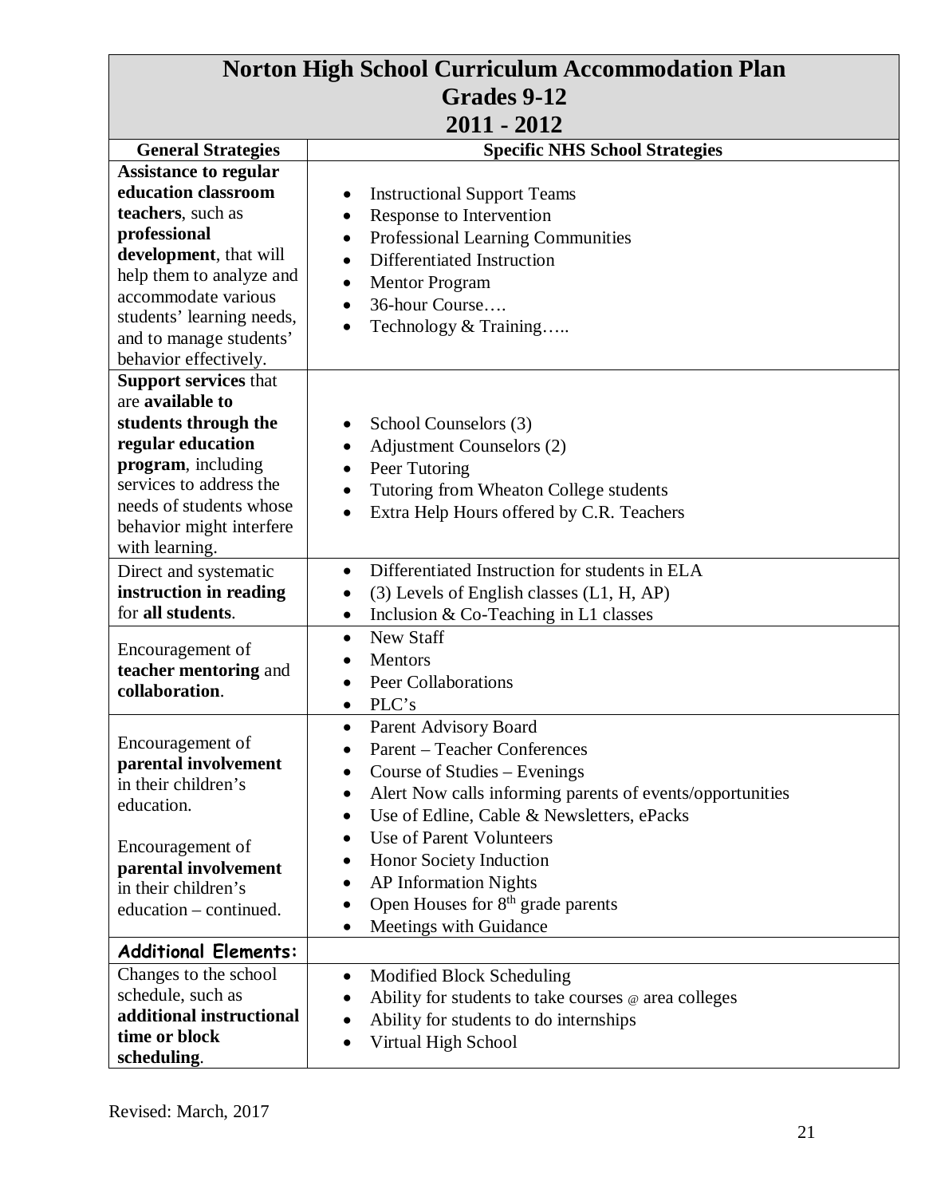# Norton High School Curriculum Accommodation Plan
## Grades 9-12
## 2011 - 2012

| General Strategies | Specific NHS School Strategies |
|---|---|
| **Assistance to regular education classroom teachers**, such as **professional development**, that will help them to analyze and accommodate various students' learning needs, and to manage students' behavior effectively. | • Instructional Support Teams<br>• Response to Intervention<br>• Professional Learning Communities<br>• Differentiated Instruction<br>• Mentor Program<br>• 36-hour Course….<br>• Technology & Training….. |
| **Support services** that are **available to students through the regular education program**, including services to address the needs of students whose behavior might interfere with learning. | • School Counselors (3)<br>• Adjustment Counselors (2)<br>• Peer Tutoring<br>• Tutoring from Wheaton College students<br>• Extra Help Hours offered by C.R. Teachers |
| Direct and systematic **instruction in reading** for **all students**. | • Differentiated Instruction for students in ELA<br>• (3) Levels of English classes (L1, H, AP)<br>• Inclusion & Co-Teaching in L1 classes |
| Encouragement of **teacher mentoring** and **collaboration**. | • New Staff<br>• Mentors<br>• Peer Collaborations<br>• PLC's |
| Encouragement of **parental involvement** in their children's education.<br><br>Encouragement of **parental involvement** in their children's education – continued. | • Parent Advisory Board<br>• Parent – Teacher Conferences<br>• Course of Studies – Evenings<br>• Alert Now calls informing parents of events/opportunities<br>• Use of Edline, Cable & Newsletters, ePacks<br>• Use of Parent Volunteers<br>• Honor Society Induction<br>• AP Information Nights<br>• Open Houses for 8th grade parents<br>• Meetings with Guidance |
| **Additional Elements:** | |
| Changes to the school schedule, such as **additional instructional time or block scheduling**. | • Modified Block Scheduling<br>• Ability for students to take courses @ area colleges<br>• Ability for students to do internships<br>• Virtual High School |

Revised: March, 2017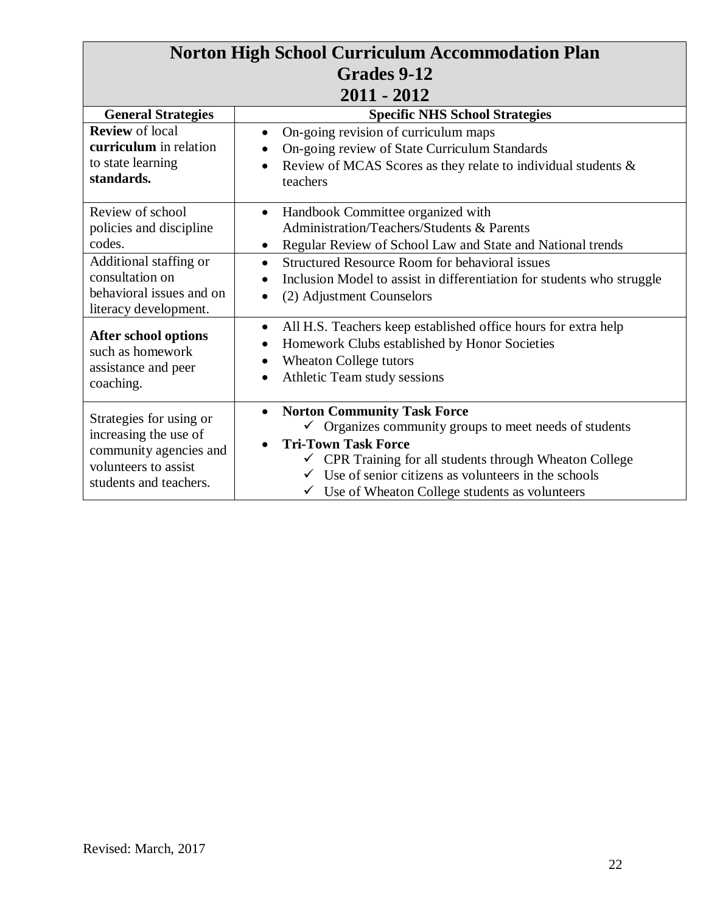# Norton High School Curriculum Accommodation Plan
## Grades 9-12
## 2011 - 2012

| General Strategies | Specific NHS School Strategies |
|---|---|
| **Review** of local **curriculum** in relation to state learning **standards.** | • On-going revision of curriculum maps<br>• On-going review of State Curriculum Standards<br>• Review of MCAS Scores as they relate to individual students & teachers |
| Review of school policies and discipline codes. | • Handbook Committee organized with Administration/Teachers/Students & Parents<br>• Regular Review of School Law and State and National trends |
| Additional staffing or consultation on behavioral issues and on literacy development. | • Structured Resource Room for behavioral issues<br>• Inclusion Model to assist in differentiation for students who struggle<br>• (2) Adjustment Counselors |
| **After school options** such as homework assistance and peer coaching. | • All H.S. Teachers keep established office hours for extra help<br>• Homework Clubs established by Honor Societies<br>• Wheaton College tutors<br>• Athletic Team study sessions |
| Strategies for using or increasing the use of community agencies and volunteers to assist students and teachers. | • **Norton Community Task Force**<br>✓ Organizes community groups to meet needs of students<br>• **Tri-Town Task Force**<br>✓ CPR Training for all students through Wheaton College<br>✓ Use of senior citizens as volunteers in the schools<br>✓ Use of Wheaton College students as volunteers |

Revised: March, 2017